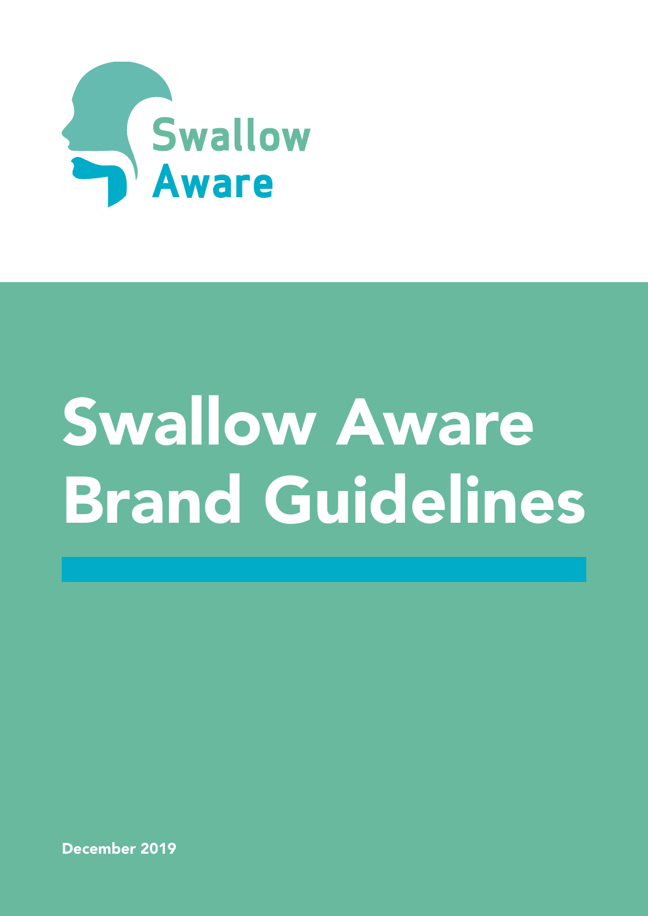Swallow Aware

# Swallow Aware Brand Guidelines

December 2019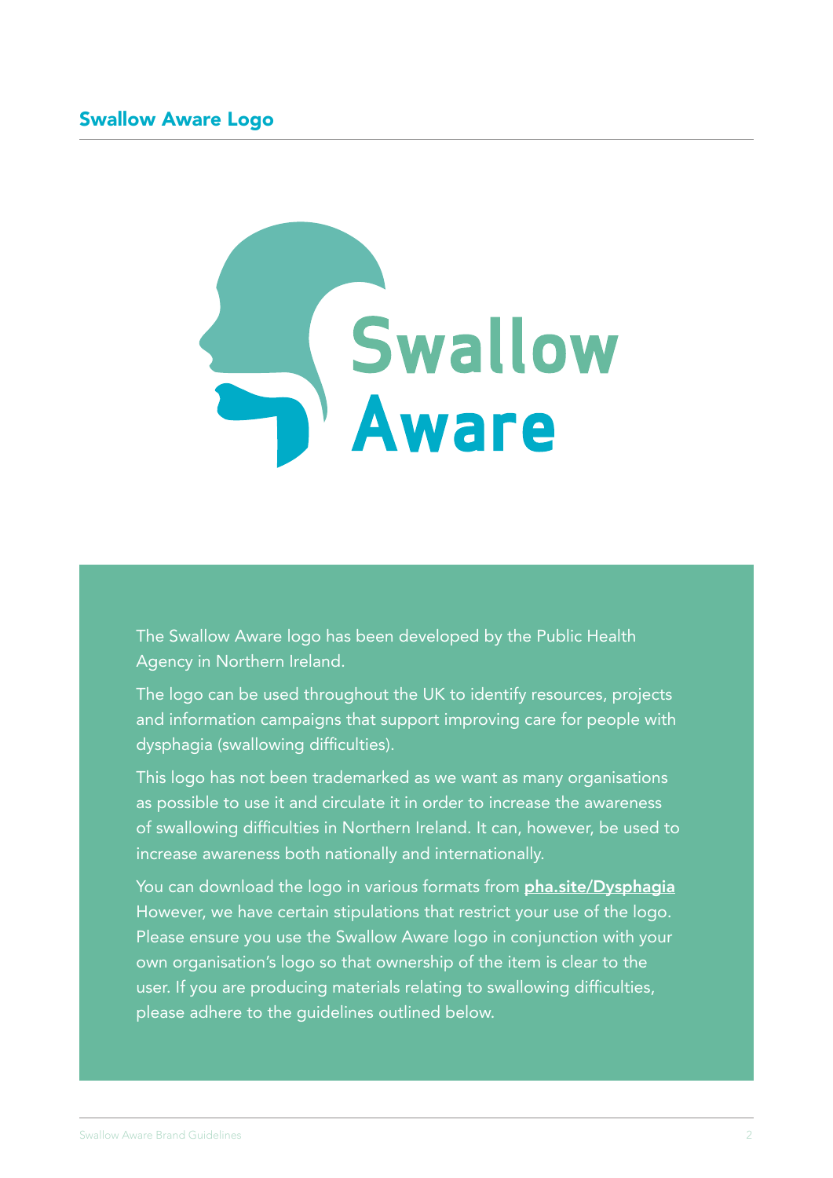## Swallow Aware Logo

Swallow Aware

The Swallow Aware logo has been developed by the Public Health Agency in Northern Ireland.

The logo can be used throughout the UK to identify resources, projects and information campaigns that support improving care for people with dysphagia (swallowing difficulties).

This logo has not been trademarked as we want as many organisations as possible to use it and circulate it in order to increase the awareness of swallowing difficulties in Northern Ireland. It can, however, be used to increase awareness both nationally and internationally.

You can download the logo in various formats from **pha.site/Dysphagia** However, we have certain stipulations that restrict your use of the logo. Please ensure you use the Swallow Aware logo in conjunction with your own organisation's logo so that ownership of the item is clear to the user. If you are producing materials relating to swallowing difficulties, please adhere to the guidelines outlined below.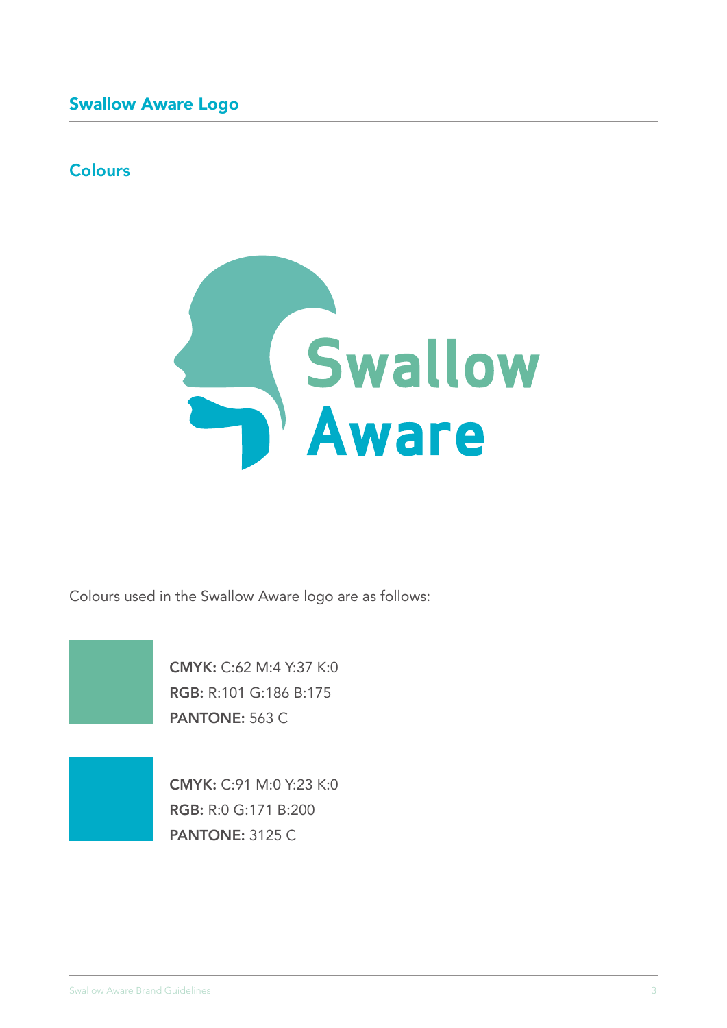## Swallow Aware Logo

### Colours

Colours used in the Swallow Aware logo are as follows:

**CMYK:** C:62 M:4 Y:37 K:0
**RGB:** R:101 G:186 B:175
**PANTONE:** 563 C

**CMYK:** C:91 M:0 Y:23 K:0
**RGB:** R:0 G:171 B:200
**PANTONE:** 3125 C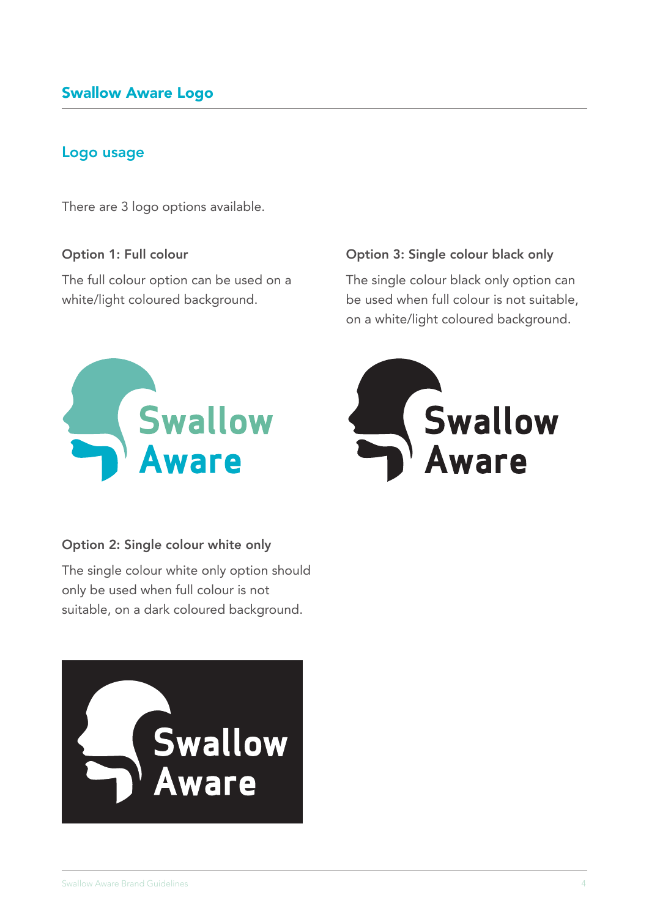## Swallow Aware Logo

### Logo usage

There are 3 logo options available.

**Option 1: Full colour**

The full colour option can be used on a white/light coloured background.

**Option 3: Single colour black only**

The single colour black only option can be used when full colour is not suitable, on a white/light coloured background.

**Option 2: Single colour white only**

The single colour white only option should only be used when full colour is not suitable, on a dark coloured background.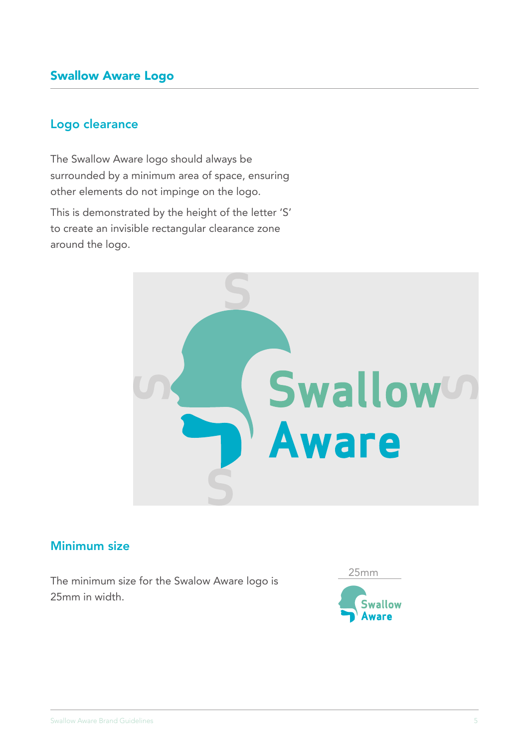## Swallow Aware Logo

### Logo clearance

The Swallow Aware logo should always be surrounded by a minimum area of space, ensuring other elements do not impinge on the logo.

This is demonstrated by the height of the letter 'S' to create an invisible rectangular clearance zone around the logo.

### Minimum size

The minimum size for the Swalow Aware logo is 25mm in width.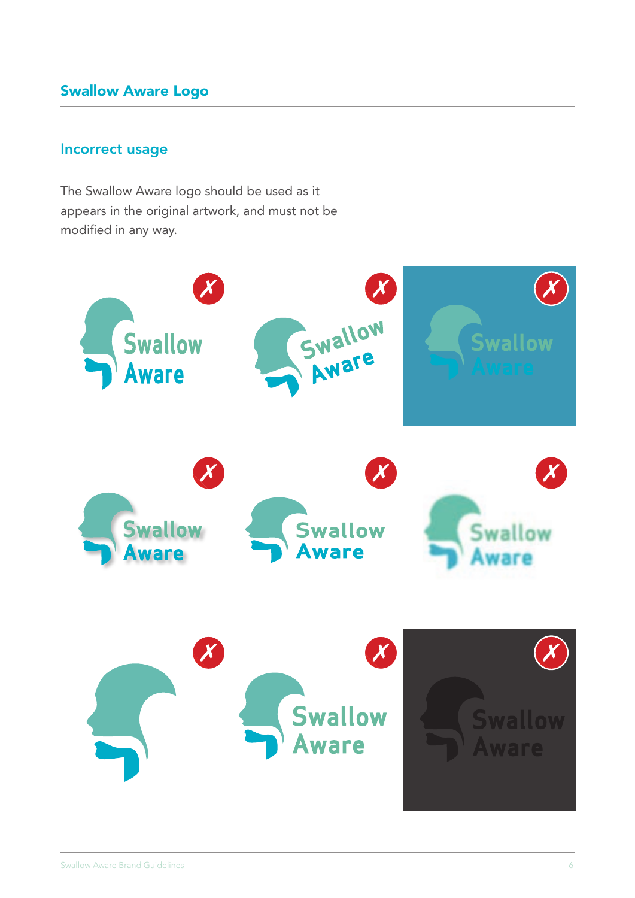## Swallow Aware Logo

### Incorrect usage

The Swallow Aware logo should be used as it appears in the original artwork, and must not be modified in any way.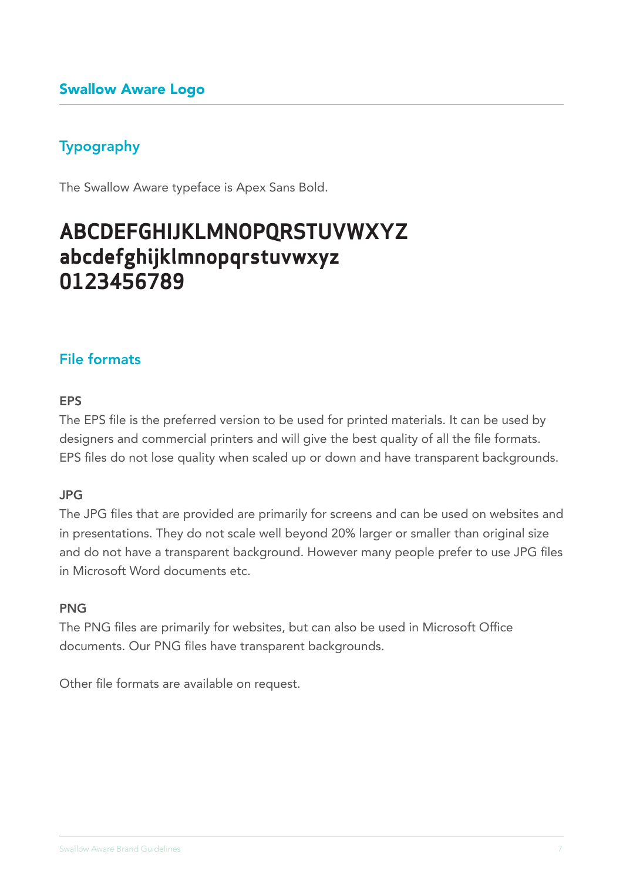## Swallow Aware Logo

### Typography

The Swallow Aware typeface is Apex Sans Bold.

**ABCDEFGHIJKLMNOPQRSTUVWXYZ**
**abcdefghijklmnopqrstuvwxyz**
**0123456789**

### File formats

**EPS**
The EPS file is the preferred version to be used for printed materials. It can be used by designers and commercial printers and will give the best quality of all the file formats. EPS files do not lose quality when scaled up or down and have transparent backgrounds.

**JPG**
The JPG files that are provided are primarily for screens and can be used on websites and in presentations. They do not scale well beyond 20% larger or smaller than original size and do not have a transparent background. However many people prefer to use JPG files in Microsoft Word documents etc.

**PNG**
The PNG files are primarily for websites, but can also be used in Microsoft Office documents. Our PNG files have transparent backgrounds.

Other file formats are available on request.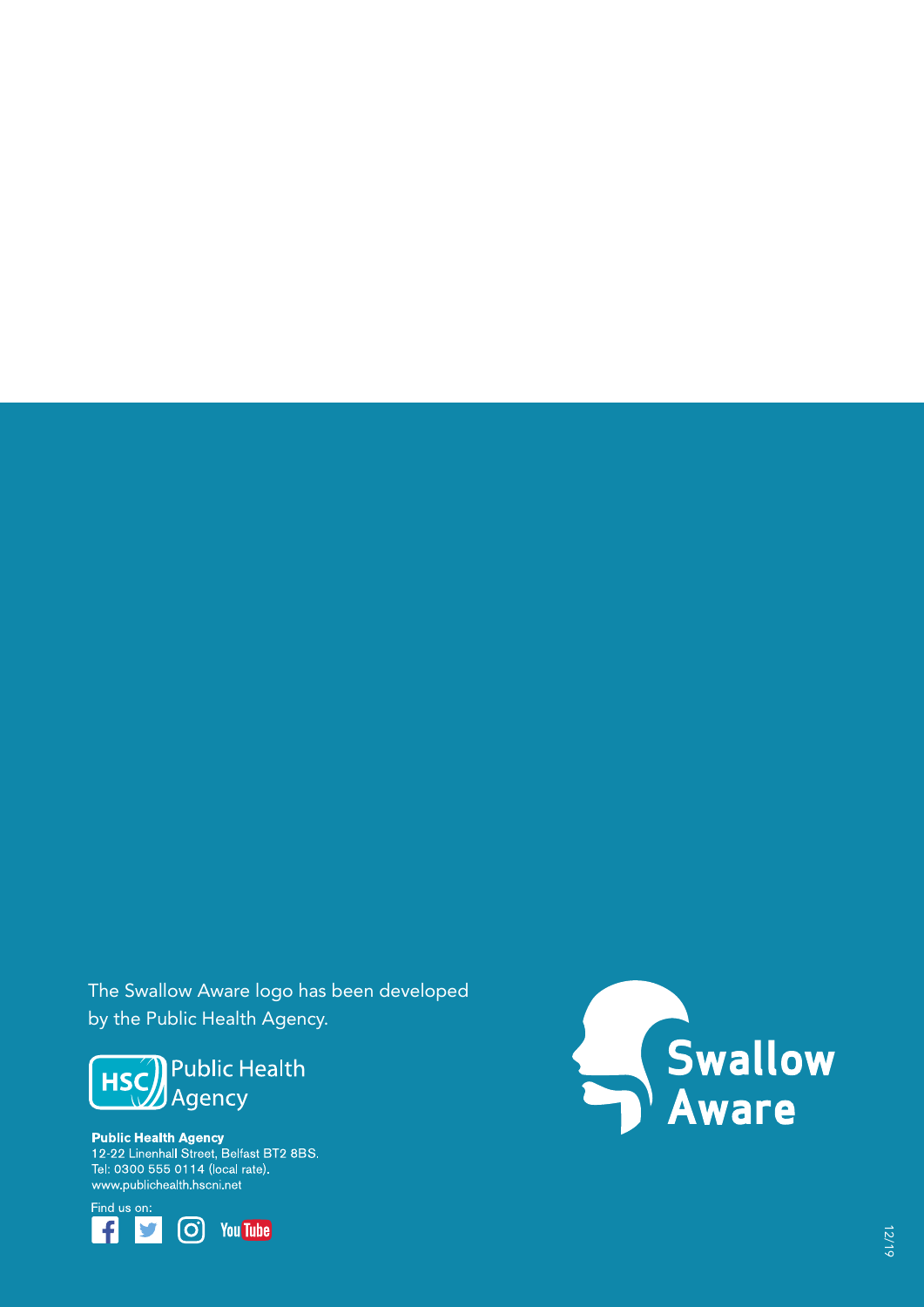The Swallow Aware logo has been developed by the Public Health Agency.

HSC Public Health Agency

**Public Health Agency**
12-22 Linenhall Street, Belfast BT2 8BS.
Tel: 0300 555 0114 (local rate).
www.publichealth.hscni.net

Find us on:

Swallow Aware

12/19